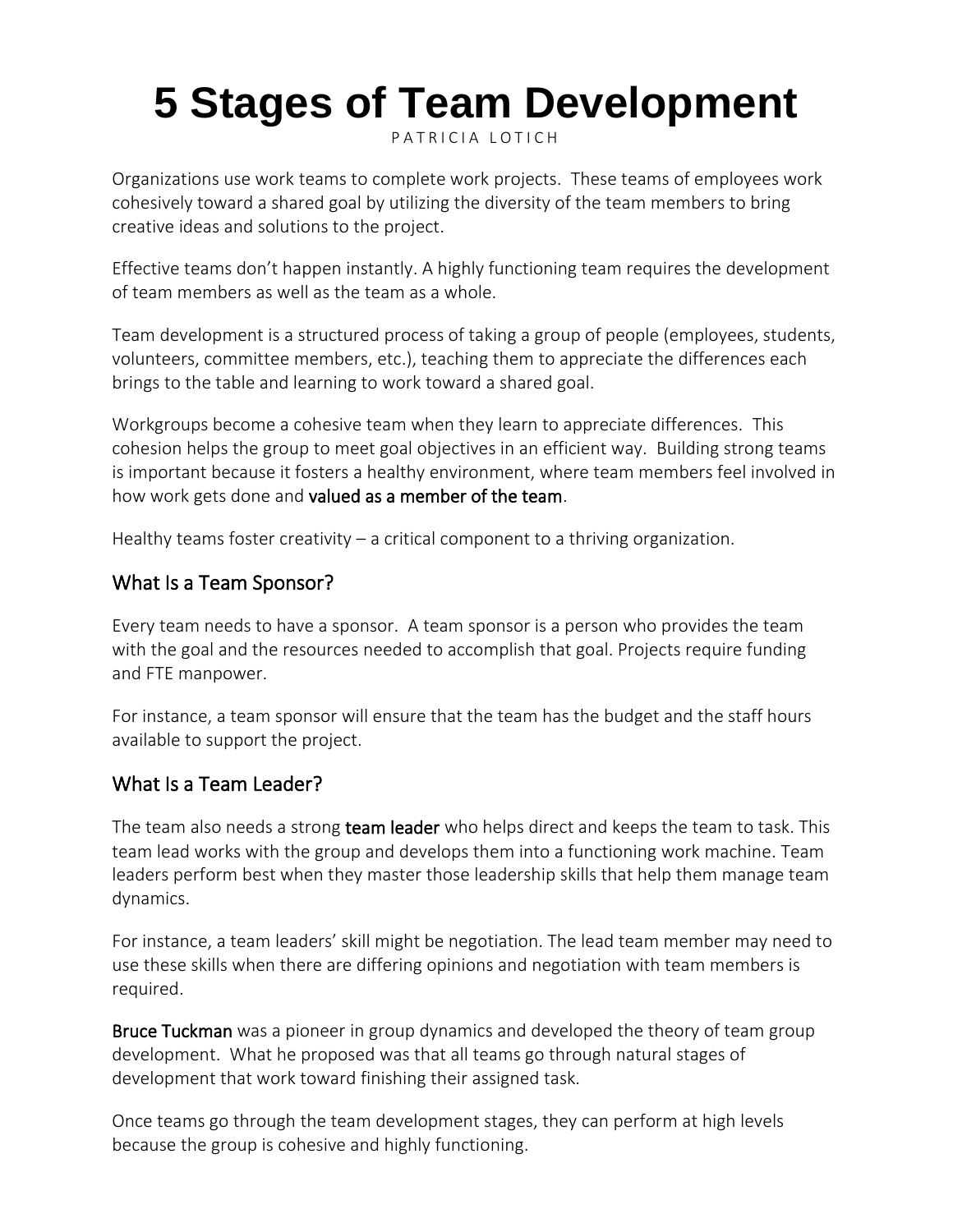# 5 Stages of Team Development

PATRICIA LOTICH

Organizations use work teams to complete work projects. These teams of employees work cohesively toward a shared goal by utilizing the diversity of the team members to bring creative ideas and solutions to the project.

Effective teams don't happen instantly. A highly functioning team requires the development of team members as well as the team as a whole.

Team development is a structured process of taking a group of people (employees, students, volunteers, committee members, etc.), teaching them to appreciate the differences each brings to the table and learning to work toward a shared goal.

Workgroups become a cohesive team when they learn to appreciate differences. This cohesion helps the group to meet goal objectives in an efficient way. Building strong teams is important because it fosters a healthy environment, where team members feel involved in how work gets done and valued as a member of the team.

Healthy teams foster creativity – a critical component to a thriving organization.

## What Is a Team Sponsor?

Every team needs to have a sponsor. A team sponsor is a person who provides the team with the goal and the resources needed to accomplish that goal. Projects require funding and FTE manpower.

For instance, a team sponsor will ensure that the team has the budget and the staff hours available to support the project.

## What Is a Team Leader?

The team also needs a strong team leader who helps direct and keeps the team to task. This team lead works with the group and develops them into a functioning work machine. Team leaders perform best when they master those leadership skills that help them manage team dynamics.

For instance, a team leaders' skill might be negotiation. The lead team member may need to use these skills when there are differing opinions and negotiation with team members is required.

Bruce Tuckman was a pioneer in group dynamics and developed the theory of team group development. What he proposed was that all teams go through natural stages of development that work toward finishing their assigned task.

Once teams go through the team development stages, they can perform at high levels because the group is cohesive and highly functioning.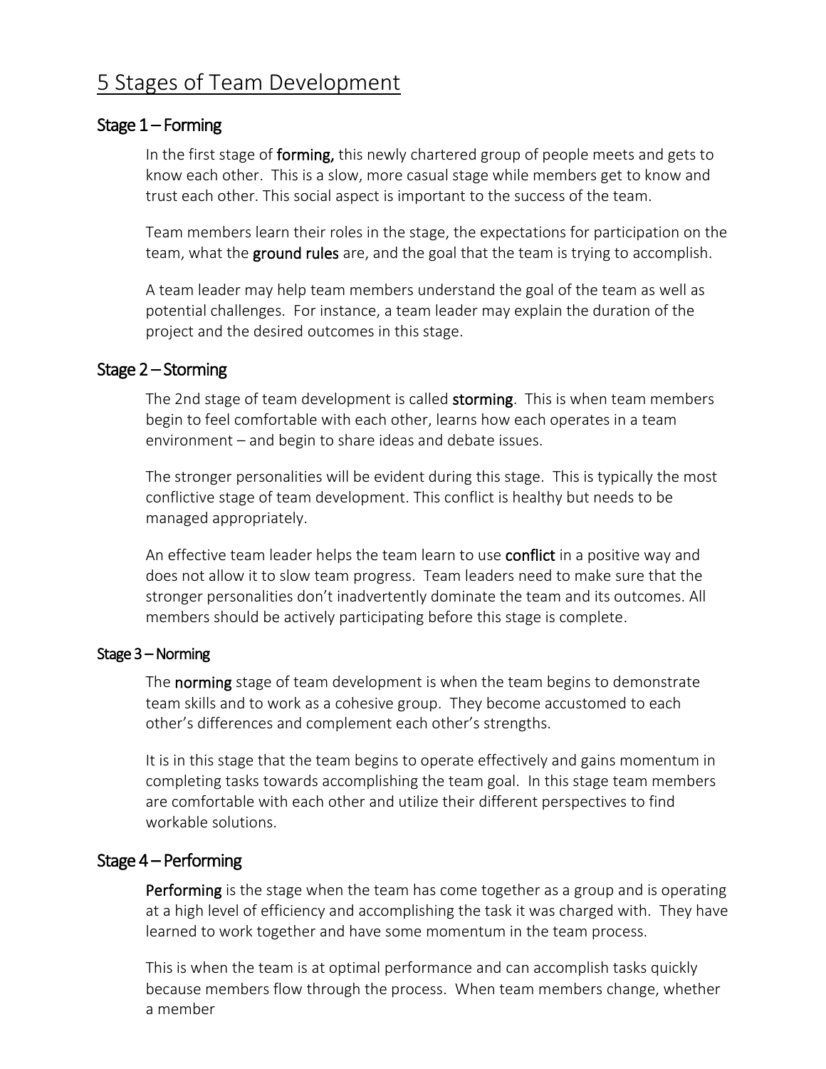# 5 Stages of Team Development

## Stage 1 – Forming

In the first stage of **forming,** this newly chartered group of people meets and gets to know each other. This is a slow, more casual stage while members get to know and trust each other. This social aspect is important to the success of the team.

Team members learn their roles in the stage, the expectations for participation on the team, what the **ground rules** are, and the goal that the team is trying to accomplish.

A team leader may help team members understand the goal of the team as well as potential challenges. For instance, a team leader may explain the duration of the project and the desired outcomes in this stage.

## Stage 2 – Storming

The 2nd stage of team development is called **storming**. This is when team members begin to feel comfortable with each other, learns how each operates in a team environment – and begin to share ideas and debate issues.

The stronger personalities will be evident during this stage. This is typically the most conflictive stage of team development. This conflict is healthy but needs to be managed appropriately.

An effective team leader helps the team learn to use **conflict** in a positive way and does not allow it to slow team progress. Team leaders need to make sure that the stronger personalities don't inadvertently dominate the team and its outcomes. All members should be actively participating before this stage is complete.

### Stage 3 – Norming

The **norming** stage of team development is when the team begins to demonstrate team skills and to work as a cohesive group. They become accustomed to each other's differences and complement each other's strengths.

It is in this stage that the team begins to operate effectively and gains momentum in completing tasks towards accomplishing the team goal. In this stage team members are comfortable with each other and utilize their different perspectives to find workable solutions.

## Stage 4 – Performing

**Performing** is the stage when the team has come together as a group and is operating at a high level of efficiency and accomplishing the task it was charged with. They have learned to work together and have some momentum in the team process.

This is when the team is at optimal performance and can accomplish tasks quickly because members flow through the process. When team members change, whether a member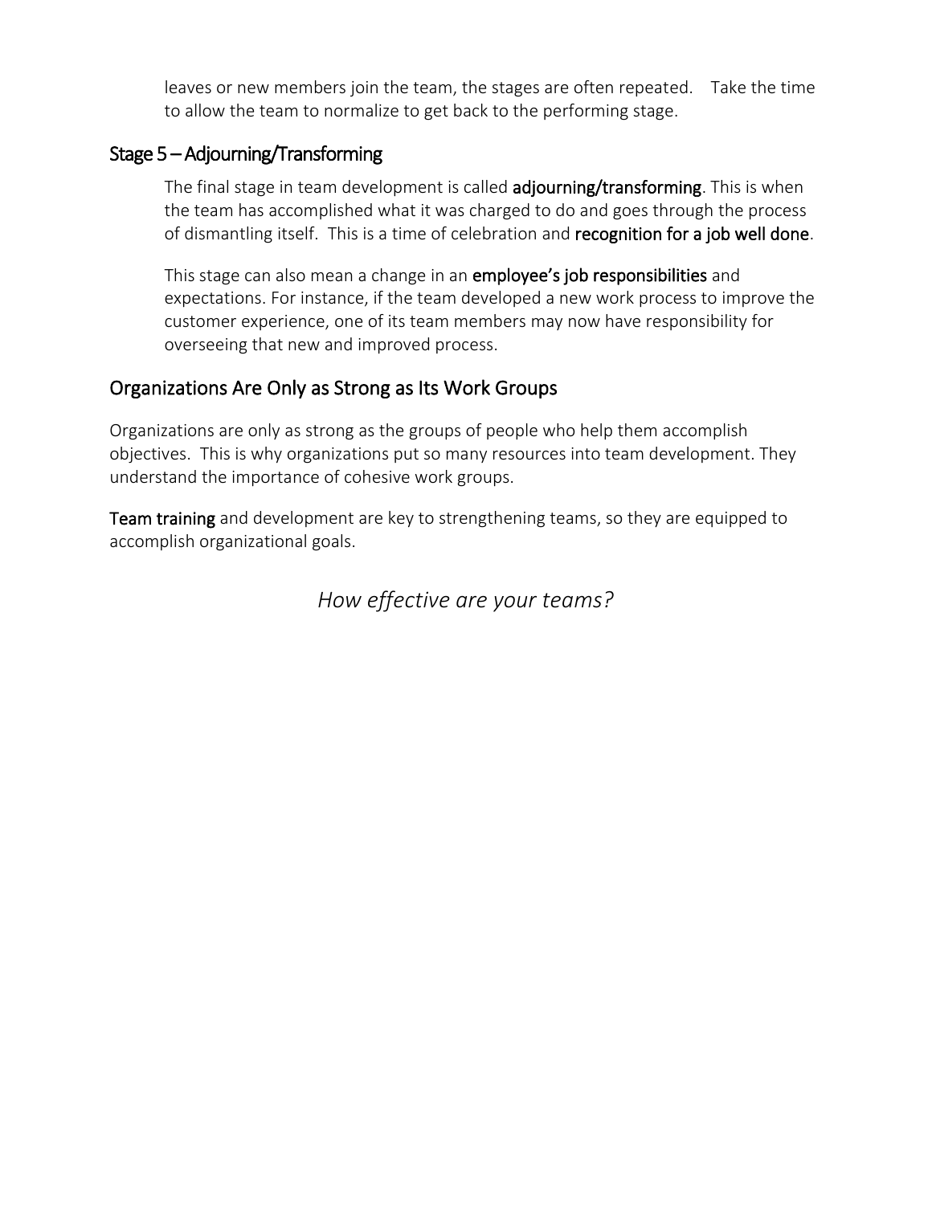leaves or new members join the team, the stages are often repeated. Take the time to allow the team to normalize to get back to the performing stage.

### Stage 5 – Adjourning/Transforming

The final stage in team development is called **adjourning/transforming**. This is when the team has accomplished what it was charged to do and goes through the process of dismantling itself. This is a time of celebration and **recognition for a job well done**.

This stage can also mean a change in an **employee's job responsibilities** and expectations. For instance, if the team developed a new work process to improve the customer experience, one of its team members may now have responsibility for overseeing that new and improved process.

## Organizations Are Only as Strong as Its Work Groups

Organizations are only as strong as the groups of people who help them accomplish objectives. This is why organizations put so many resources into team development. They understand the importance of cohesive work groups.

**Team training** and development are key to strengthening teams, so they are equipped to accomplish organizational goals.

*How effective are your teams?*